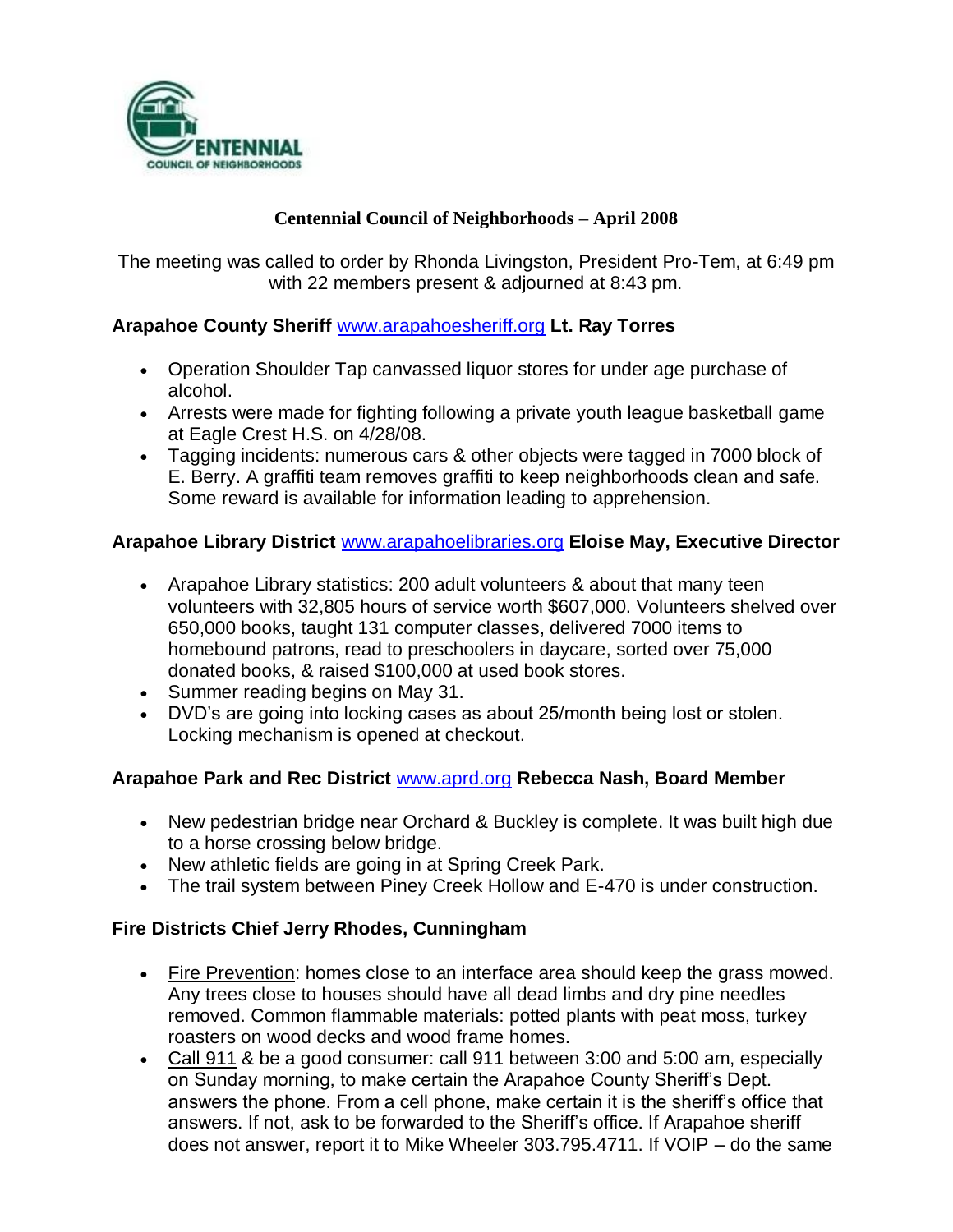# Centennial Council of Neighborhoods – April 2008

The meeting was called to order by Rhonda Livingston, President Pro-Tem, at 6:49 pm with 22 members present & adjourned at 8:43 pm.

## Arapahoe County Sheriff www.arapahoesheriff.org Lt. Ray Torres

- Operation Shoulder Tap canvassed liquor stores for under age purchase of alcohol.
- Arrests were made for fighting following a private youth league basketball game at Eagle Crest H.S. on 4/28/08.
- Tagging incidents: numerous cars & other objects were tagged in 7000 block of E. Berry. A graffiti team removes graffiti to keep neighborhoods clean and safe. Some reward is available for information leading to apprehension.

## Arapahoe Library District www.arapahoelibraries.org Eloise May, Executive Director

- Arapahoe Library statistics: 200 adult volunteers & about that many teen volunteers with 32,805 hours of service worth $607,000. Volunteers shelved over 650,000 books, taught 131 computer classes, delivered 7000 items to homebound patrons, read to preschoolers in daycare, sorted over 75,000 donated books, & raised $100,000 at used book stores.
- Summer reading begins on May 31.
- DVD's are going into locking cases as about 25/month being lost or stolen. Locking mechanism is opened at checkout.

## Arapahoe Park and Rec District www.aprd.org Rebecca Nash, Board Member

- New pedestrian bridge near Orchard & Buckley is complete. It was built high due to a horse crossing below bridge.
- New athletic fields are going in at Spring Creek Park.
- The trail system between Piney Creek Hollow and E-470 is under construction.

## Fire Districts Chief Jerry Rhodes, Cunningham

- Fire Prevention: homes close to an interface area should keep the grass mowed. Any trees close to houses should have all dead limbs and dry pine needles removed. Common flammable materials: potted plants with peat moss, turkey roasters on wood decks and wood frame homes.
- Call 911 & be a good consumer: call 911 between 3:00 and 5:00 am, especially on Sunday morning, to make certain the Arapahoe County Sheriff's Dept. answers the phone. From a cell phone, make certain it is the sheriff's office that answers. If not, ask to be forwarded to the Sheriff's office. If Arapahoe sheriff does not answer, report it to Mike Wheeler 303.795.4711. If VOIP – do the same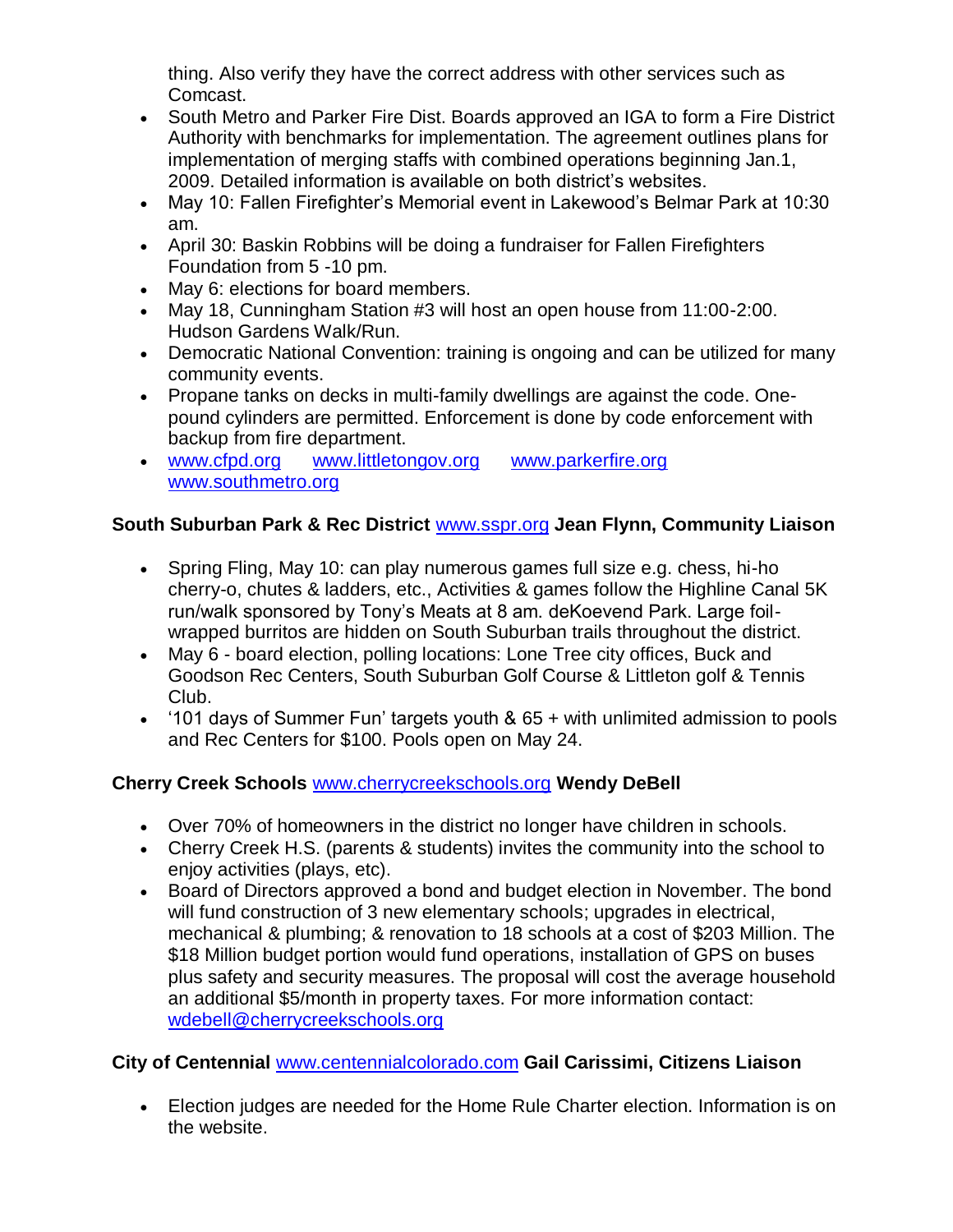thing. Also verify they have the correct address with other services such as Comcast.

- South Metro and Parker Fire Dist. Boards approved an IGA to form a Fire District Authority with benchmarks for implementation. The agreement outlines plans for implementation of merging staffs with combined operations beginning Jan.1, 2009. Detailed information is available on both district's websites.
- May 10: Fallen Firefighter's Memorial event in Lakewood's Belmar Park at 10:30 am.
- April 30: Baskin Robbins will be doing a fundraiser for Fallen Firefighters Foundation from 5 -10 pm.
- May 6: elections for board members.
- May 18, Cunningham Station #3 will host an open house from 11:00-2:00. Hudson Gardens Walk/Run.
- Democratic National Convention: training is ongoing and can be utilized for many community events.
- Propane tanks on decks in multi-family dwellings are against the code. One-pound cylinders are permitted. Enforcement is done by code enforcement with backup from fire department.
- www.cfpd.org www.littletongov.org www.parkerfire.org www.southmetro.org

**South Suburban Park & Rec District** www.sspr.org **Jean Flynn, Community Liaison**

- Spring Fling, May 10: can play numerous games full size e.g. chess, hi-ho cherry-o, chutes & ladders, etc., Activities & games follow the Highline Canal 5K run/walk sponsored by Tony's Meats at 8 am. deKoevend Park. Large foil-wrapped burritos are hidden on South Suburban trails throughout the district.
- May 6 - board election, polling locations: Lone Tree city offices, Buck and Goodson Rec Centers, South Suburban Golf Course & Littleton golf & Tennis Club.
- '101 days of Summer Fun' targets youth & 65 + with unlimited admission to pools and Rec Centers for $100. Pools open on May 24.

**Cherry Creek Schools** www.cherrycreekschools.org **Wendy DeBell**

- Over 70% of homeowners in the district no longer have children in schools.
- Cherry Creek H.S. (parents & students) invites the community into the school to enjoy activities (plays, etc).
- Board of Directors approved a bond and budget election in November. The bond will fund construction of 3 new elementary schools; upgrades in electrical, mechanical & plumbing; & renovation to 18 schools at a cost of $203 Million. The $18 Million budget portion would fund operations, installation of GPS on buses plus safety and security measures. The proposal will cost the average household an additional $5/month in property taxes. For more information contact: wdebell@cherrycreekschools.org

**City of Centennial** www.centennialcolorado.com **Gail Carissimi, Citizens Liaison**

- Election judges are needed for the Home Rule Charter election. Information is on the website.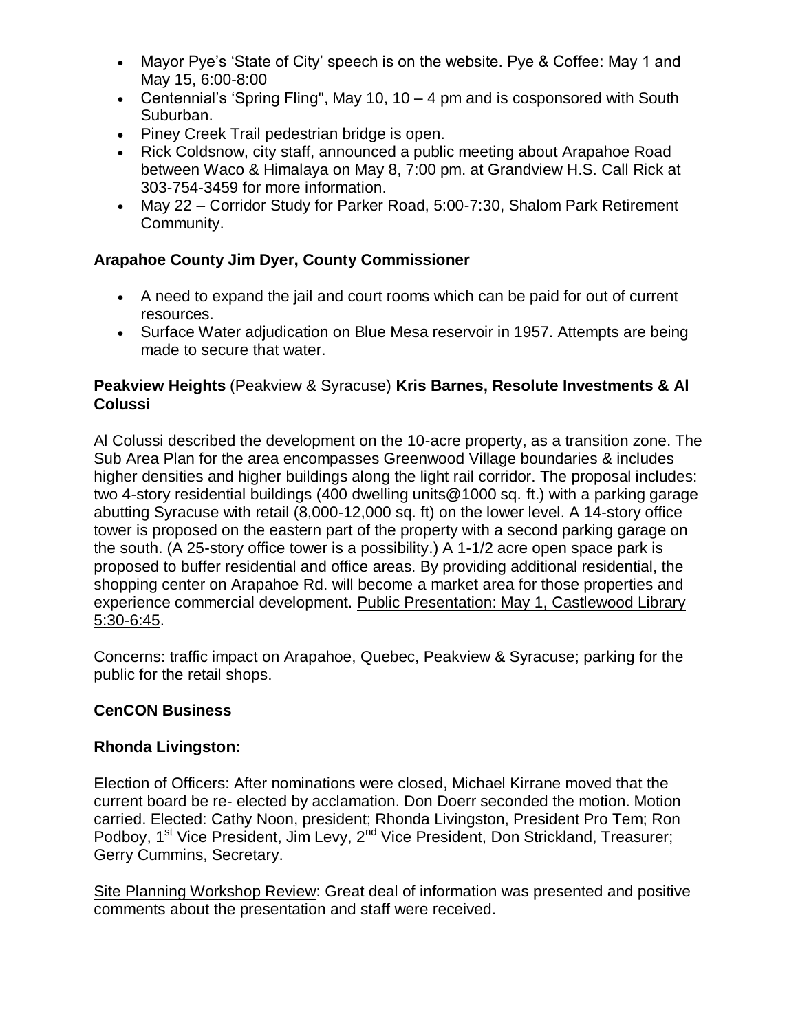- Mayor Pye's 'State of City' speech is on the website. Pye & Coffee: May 1 and May 15, 6:00-8:00
- Centennial's 'Spring Fling", May 10, 10 – 4 pm and is cosponsored with South Suburban.
- Piney Creek Trail pedestrian bridge is open.
- Rick Coldsnow, city staff, announced a public meeting about Arapahoe Road between Waco & Himalaya on May 8, 7:00 pm. at Grandview H.S. Call Rick at 303-754-3459 for more information.
- May 22 – Corridor Study for Parker Road, 5:00-7:30, Shalom Park Retirement Community.

**Arapahoe County Jim Dyer, County Commissioner**

- A need to expand the jail and court rooms which can be paid for out of current resources.
- Surface Water adjudication on Blue Mesa reservoir in 1957. Attempts are being made to secure that water.

**Peakview Heights** (Peakview & Syracuse) **Kris Barnes, Resolute Investments & Al Colussi**

Al Colussi described the development on the 10-acre property, as a transition zone. The Sub Area Plan for the area encompasses Greenwood Village boundaries & includes higher densities and higher buildings along the light rail corridor. The proposal includes: two 4-story residential buildings (400 dwelling units@1000 sq. ft.) with a parking garage abutting Syracuse with retail (8,000-12,000 sq. ft) on the lower level. A 14-story office tower is proposed on the eastern part of the property with a second parking garage on the south. (A 25-story office tower is a possibility.) A 1-1/2 acre open space park is proposed to buffer residential and office areas. By providing additional residential, the shopping center on Arapahoe Rd. will become a market area for those properties and experience commercial development. Public Presentation: May 1, Castlewood Library 5:30-6:45.

Concerns: traffic impact on Arapahoe, Quebec, Peakview & Syracuse; parking for the public for the retail shops.

**CenCON Business**

**Rhonda Livingston:**

Election of Officers: After nominations were closed, Michael Kirrane moved that the current board be re- elected by acclamation. Don Doerr seconded the motion. Motion carried. Elected: Cathy Noon, president; Rhonda Livingston, President Pro Tem; Ron Podboy, 1st Vice President, Jim Levy, 2nd Vice President, Don Strickland, Treasurer; Gerry Cummins, Secretary.

Site Planning Workshop Review: Great deal of information was presented and positive comments about the presentation and staff were received.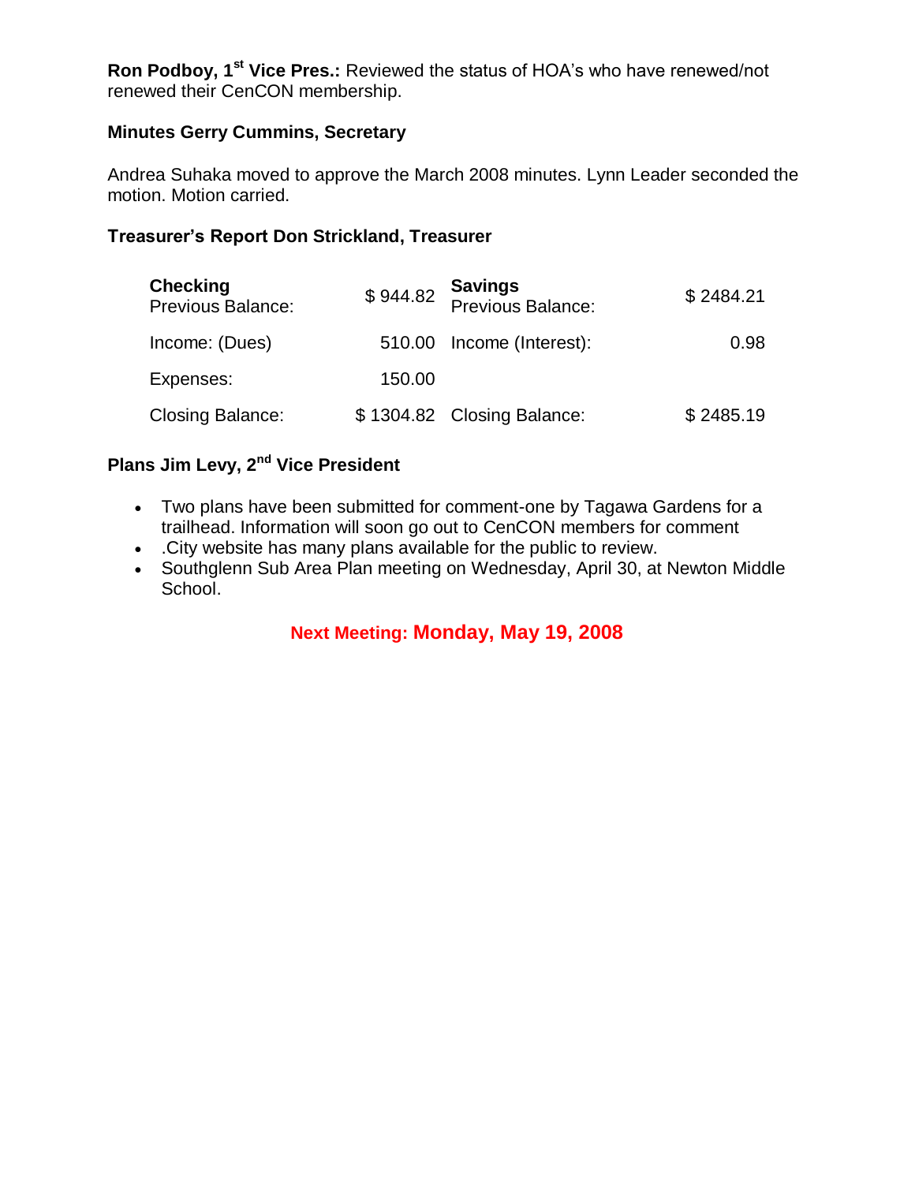**Ron Podboy, 1st Vice Pres.:** Reviewed the status of HOA's who have renewed/not renewed their CenCON membership.

**Minutes Gerry Cummins, Secretary**

Andrea Suhaka moved to approve the March 2008 minutes. Lynn Leader seconded the motion. Motion carried.

**Treasurer's Report Don Strickland, Treasurer**

| | | | |
|---|---|---|---|
| **Checking** Previous Balance: | $ 944.82 | **Savings** Previous Balance: | $ 2484.21 |
| Income: (Dues) | 510.00 | Income (Interest): | 0.98 |
| Expenses: | 150.00 | | |
| Closing Balance: | $ 1304.82 | Closing Balance: | $ 2485.19 |

**Plans Jim Levy, 2nd Vice President**

- Two plans have been submitted for comment-one by Tagawa Gardens for a trailhead. Information will soon go out to CenCON members for comment
- .City website has many plans available for the public to review.
- Southglenn Sub Area Plan meeting on Wednesday, April 30, at Newton Middle School.

**Next Meeting: Monday, May 19, 2008**